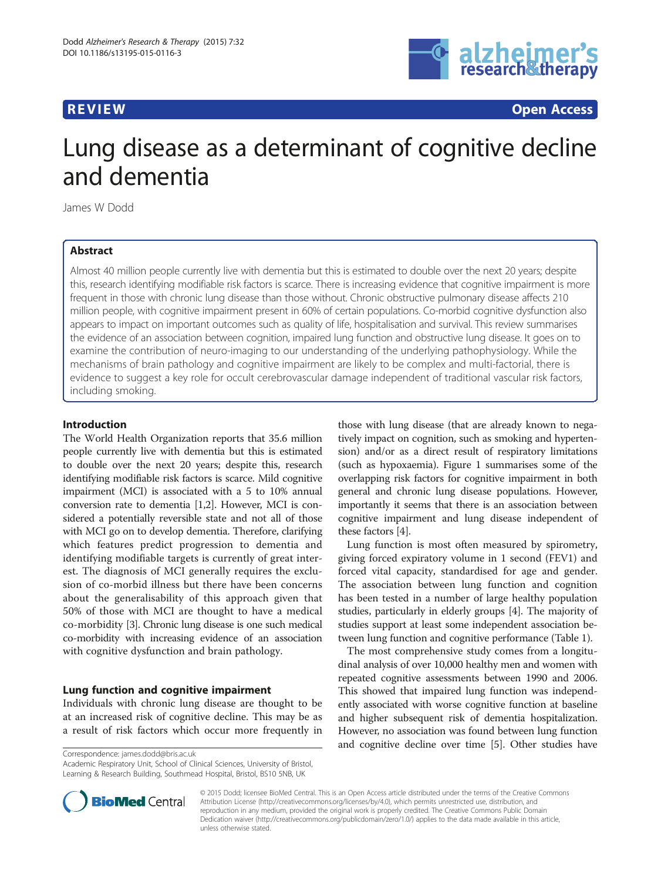**REVIEW** **Open Access**

# Lung disease as a determinant of cognitive decline and dementia

James W Dodd

## Abstract

Almost 40 million people currently live with dementia but this is estimated to double over the next 20 years; despite this, research identifying modifiable risk factors is scarce. There is increasing evidence that cognitive impairment is more frequent in those with chronic lung disease than those without. Chronic obstructive pulmonary disease affects 210 million people, with cognitive impairment present in 60% of certain populations. Co-morbid cognitive dysfunction also appears to impact on important outcomes such as quality of life, hospitalisation and survival. This review summarises the evidence of an association between cognition, impaired lung function and obstructive lung disease. It goes on to examine the contribution of neuro-imaging to our understanding of the underlying pathophysiology. While the mechanisms of brain pathology and cognitive impairment are likely to be complex and multi-factorial, there is evidence to suggest a key role for occult cerebrovascular damage independent of traditional vascular risk factors, including smoking.

## Introduction

The World Health Organization reports that 35.6 million people currently live with dementia but this is estimated to double over the next 20 years; despite this, research identifying modifiable risk factors is scarce. Mild cognitive impairment (MCI) is associated with a 5 to 10% annual conversion rate to dementia [1,2]. However, MCI is considered a potentially reversible state and not all of those with MCI go on to develop dementia. Therefore, clarifying which features predict progression to dementia and identifying modifiable targets is currently of great interest. The diagnosis of MCI generally requires the exclusion of co-morbid illness but there have been concerns about the generalisability of this approach given that 50% of those with MCI are thought to have a medical co-morbidity [3]. Chronic lung disease is one such medical co-morbidity with increasing evidence of an association with cognitive dysfunction and brain pathology.

## Lung function and cognitive impairment

Individuals with chronic lung disease are thought to be at an increased risk of cognitive decline. This may be as a result of risk factors which occur more frequently in those with lung disease (that are already known to negatively impact on cognition, such as smoking and hypertension) and/or as a direct result of respiratory limitations (such as hypoxaemia). Figure 1 summarises some of the overlapping risk factors for cognitive impairment in both general and chronic lung disease populations. However, importantly it seems that there is an association between cognitive impairment and lung disease independent of these factors [4].

Lung function is most often measured by spirometry, giving forced expiratory volume in 1 second (FEV1) and forced vital capacity, standardised for age and gender. The association between lung function and cognition has been tested in a number of large healthy population studies, particularly in elderly groups [4]. The majority of studies support at least some independent association between lung function and cognitive performance (Table 1).

The most comprehensive study comes from a longitudinal analysis of over 10,000 healthy men and women with repeated cognitive assessments between 1990 and 2006. This showed that impaired lung function was independently associated with worse cognitive function at baseline and higher subsequent risk of dementia hospitalization. However, no association was found between lung function and cognitive decline over time [5]. Other studies have

Correspondence: james.dodd@bris.ac.uk
Academic Respiratory Unit, School of Clinical Sciences, University of Bristol, Learning & Research Building, Southmead Hospital, Bristol, BS10 5NB, UK

© 2015 Dodd; licensee BioMed Central. This is an Open Access article distributed under the terms of the Creative Commons Attribution License (http://creativecommons.org/licenses/by/4.0), which permits unrestricted use, distribution, and reproduction in any medium, provided the original work is properly credited. The Creative Commons Public Domain Dedication waiver (http://creativecommons.org/publicdomain/zero/1.0/) applies to the data made available in this article, unless otherwise stated.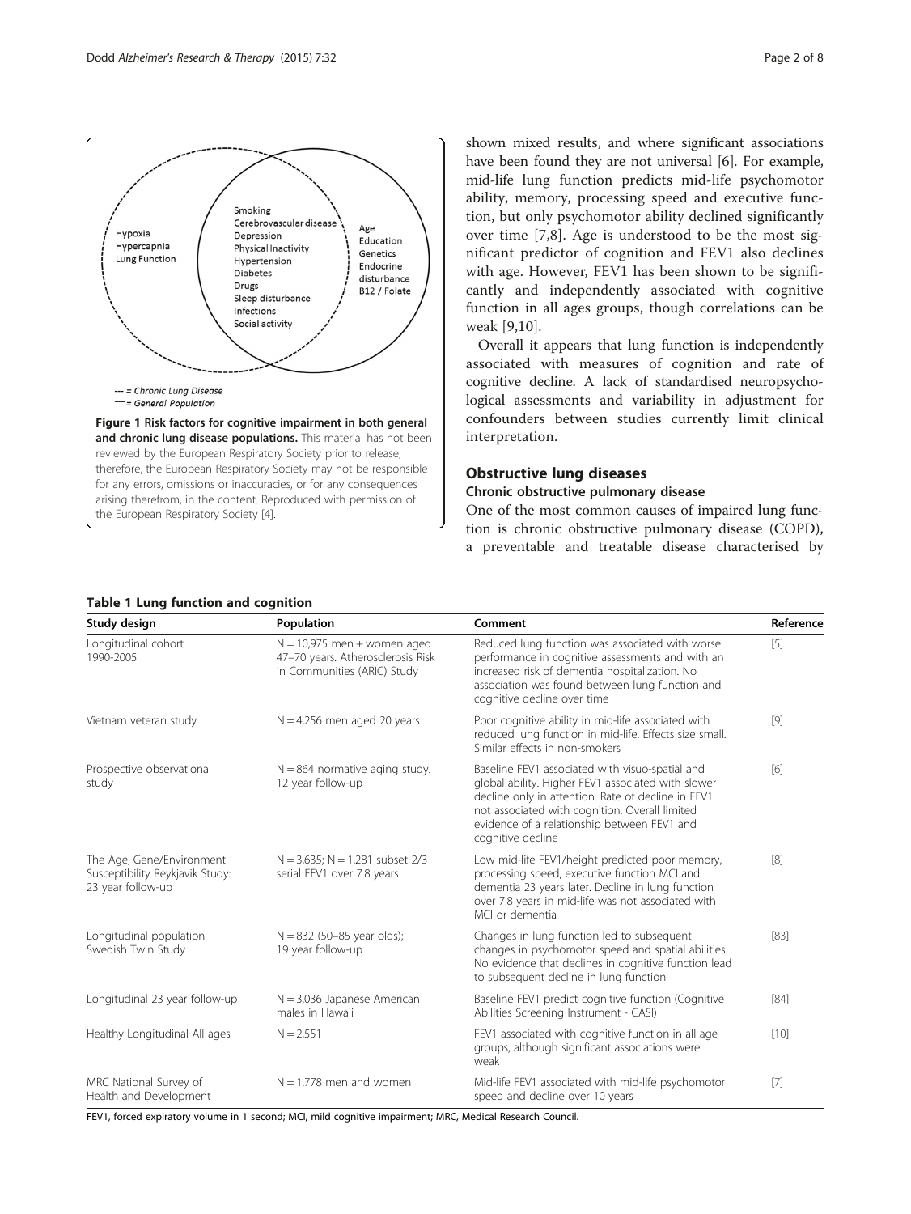Smoking
Cerebrovascular disease
Depression
Physical Inactivity
Hypertension
Diabetes
Drugs
Sleep disturbance
Infections
Social activity

Hypoxia
Hypercapnia
Lung Function

Age
Education
Genetics
Endocrine disturbance
B12 / Folate

--- = Chronic Lung Disease
— = General Population

**Figure 1 Risk factors for cognitive impairment in both general and chronic lung disease populations.** This material has not been reviewed by the European Respiratory Society prior to release; therefore, the European Respiratory Society may not be responsible for any errors, omissions or inaccuracies, or for any consequences arising therefrom, in the content. Reproduced with permission of the European Respiratory Society [4].

shown mixed results, and where significant associations have been found they are not universal [6]. For example, mid-life lung function predicts mid-life psychomotor ability, memory, processing speed and executive function, but only psychomotor ability declined significantly over time [7,8]. Age is understood to be the most significant predictor of cognition and FEV1 also declines with age. However, FEV1 has been shown to be significantly and independently associated with cognitive function in all ages groups, though correlations can be weak [9,10].

Overall it appears that lung function is independently associated with measures of cognition and rate of cognitive decline. A lack of standardised neuropsychological assessments and variability in adjustment for confounders between studies currently limit clinical interpretation.

## Obstructive lung diseases

### Chronic obstructive pulmonary disease

One of the most common causes of impaired lung function is chronic obstructive pulmonary disease (COPD), a preventable and treatable disease characterised by

**Table 1 Lung function and cognition**

| Study design | Population | Comment | Reference |
|---|---|---|---|
| Longitudinal cohort 1990-2005 | N = 10,975 men + women aged 47–70 years. Atherosclerosis Risk in Communities (ARIC) Study | Reduced lung function was associated with worse performance in cognitive assessments and with an increased risk of dementia hospitalization. No association was found between lung function and cognitive decline over time | [5] |
| Vietnam veteran study | N = 4,256 men aged 20 years | Poor cognitive ability in mid-life associated with reduced lung function in mid-life. Effects size small. Similar effects in non-smokers | [9] |
| Prospective observational study | N = 864 normative aging study. 12 year follow-up | Baseline FEV1 associated with visuo-spatial and global ability. Higher FEV1 associated with slower decline only in attention. Rate of decline in FEV1 not associated with cognition. Overall limited evidence of a relationship between FEV1 and cognitive decline | [6] |
| The Age, Gene/Environment Susceptibility Reykjavik Study: 23 year follow-up | N = 3,635; N = 1,281 subset 2/3 serial FEV1 over 7.8 years | Low mid-life FEV1/height predicted poor memory, processing speed, executive function MCI and dementia 23 years later. Decline in lung function over 7.8 years in mid-life was not associated with MCI or dementia | [8] |
| Longitudinal population Swedish Twin Study | N = 832 (50–85 year olds); 19 year follow-up | Changes in lung function led to subsequent changes in psychomotor speed and spatial abilities. No evidence that declines in cognitive function lead to subsequent decline in lung function | [83] |
| Longitudinal 23 year follow-up | N = 3,036 Japanese American males in Hawaii | Baseline FEV1 predict cognitive function (Cognitive Abilities Screening Instrument - CASI) | [84] |
| Healthy Longitudinal All ages | N = 2,551 | FEV1 associated with cognitive function in all age groups, although significant associations were weak | [10] |
| MRC National Survey of Health and Development | N = 1,778 men and women | Mid-life FEV1 associated with mid-life psychomotor speed and decline over 10 years | [7] |

FEV1, forced expiratory volume in 1 second; MCI, mild cognitive impairment; MRC, Medical Research Council.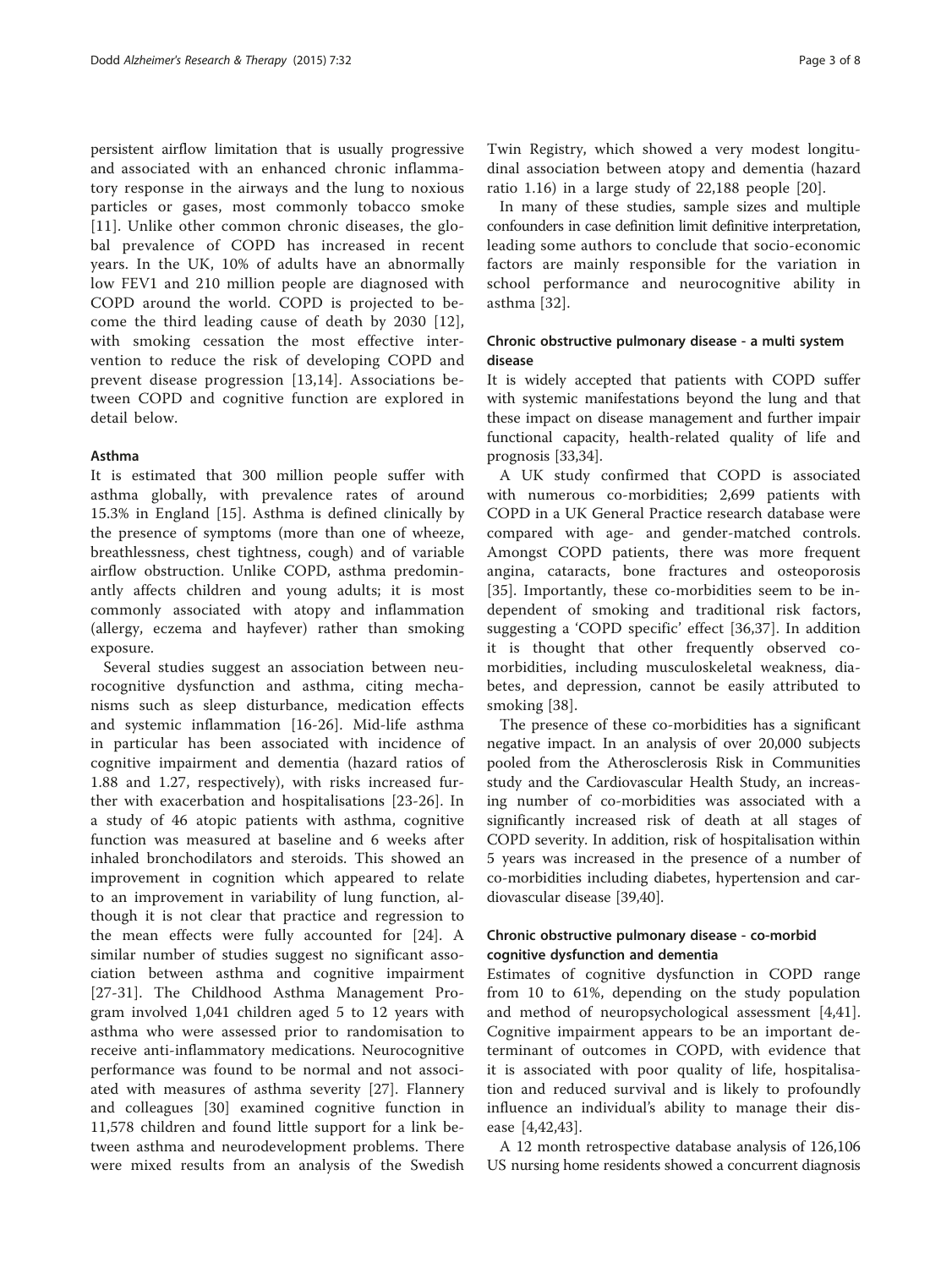persistent airflow limitation that is usually progressive and associated with an enhanced chronic inflammatory response in the airways and the lung to noxious particles or gases, most commonly tobacco smoke [11]. Unlike other common chronic diseases, the global prevalence of COPD has increased in recent years. In the UK, 10% of adults have an abnormally low FEV1 and 210 million people are diagnosed with COPD around the world. COPD is projected to become the third leading cause of death by 2030 [12], with smoking cessation the most effective intervention to reduce the risk of developing COPD and prevent disease progression [13,14]. Associations between COPD and cognitive function are explored in detail below.

### Asthma

It is estimated that 300 million people suffer with asthma globally, with prevalence rates of around 15.3% in England [15]. Asthma is defined clinically by the presence of symptoms (more than one of wheeze, breathlessness, chest tightness, cough) and of variable airflow obstruction. Unlike COPD, asthma predominantly affects children and young adults; it is most commonly associated with atopy and inflammation (allergy, eczema and hayfever) rather than smoking exposure.

Several studies suggest an association between neurocognitive dysfunction and asthma, citing mechanisms such as sleep disturbance, medication effects and systemic inflammation [16-26]. Mid-life asthma in particular has been associated with incidence of cognitive impairment and dementia (hazard ratios of 1.88 and 1.27, respectively), with risks increased further with exacerbation and hospitalisations [23-26]. In a study of 46 atopic patients with asthma, cognitive function was measured at baseline and 6 weeks after inhaled bronchodilators and steroids. This showed an improvement in cognition which appeared to relate to an improvement in variability of lung function, although it is not clear that practice and regression to the mean effects were fully accounted for [24]. A similar number of studies suggest no significant association between asthma and cognitive impairment [27-31]. The Childhood Asthma Management Program involved 1,041 children aged 5 to 12 years with asthma who were assessed prior to randomisation to receive anti-inflammatory medications. Neurocognitive performance was found to be normal and not associated with measures of asthma severity [27]. Flannery and colleagues [30] examined cognitive function in 11,578 children and found little support for a link between asthma and neurodevelopment problems. There were mixed results from an analysis of the Swedish Twin Registry, which showed a very modest longitudinal association between atopy and dementia (hazard ratio 1.16) in a large study of 22,188 people [20].

In many of these studies, sample sizes and multiple confounders in case definition limit definitive interpretation, leading some authors to conclude that socio-economic factors are mainly responsible for the variation in school performance and neurocognitive ability in asthma [32].

### Chronic obstructive pulmonary disease - a multi system disease

It is widely accepted that patients with COPD suffer with systemic manifestations beyond the lung and that these impact on disease management and further impair functional capacity, health-related quality of life and prognosis [33,34].

A UK study confirmed that COPD is associated with numerous co-morbidities; 2,699 patients with COPD in a UK General Practice research database were compared with age- and gender-matched controls. Amongst COPD patients, there was more frequent angina, cataracts, bone fractures and osteoporosis [35]. Importantly, these co-morbidities seem to be independent of smoking and traditional risk factors, suggesting a 'COPD specific' effect [36,37]. In addition it is thought that other frequently observed co-morbidities, including musculoskeletal weakness, diabetes, and depression, cannot be easily attributed to smoking [38].

The presence of these co-morbidities has a significant negative impact. In an analysis of over 20,000 subjects pooled from the Atherosclerosis Risk in Communities study and the Cardiovascular Health Study, an increasing number of co-morbidities was associated with a significantly increased risk of death at all stages of COPD severity. In addition, risk of hospitalisation within 5 years was increased in the presence of a number of co-morbidities including diabetes, hypertension and cardiovascular disease [39,40].

### Chronic obstructive pulmonary disease - co-morbid cognitive dysfunction and dementia

Estimates of cognitive dysfunction in COPD range from 10 to 61%, depending on the study population and method of neuropsychological assessment [4,41]. Cognitive impairment appears to be an important determinant of outcomes in COPD, with evidence that it is associated with poor quality of life, hospitalisation and reduced survival and is likely to profoundly influence an individual's ability to manage their disease [4,42,43].

A 12 month retrospective database analysis of 126,106 US nursing home residents showed a concurrent diagnosis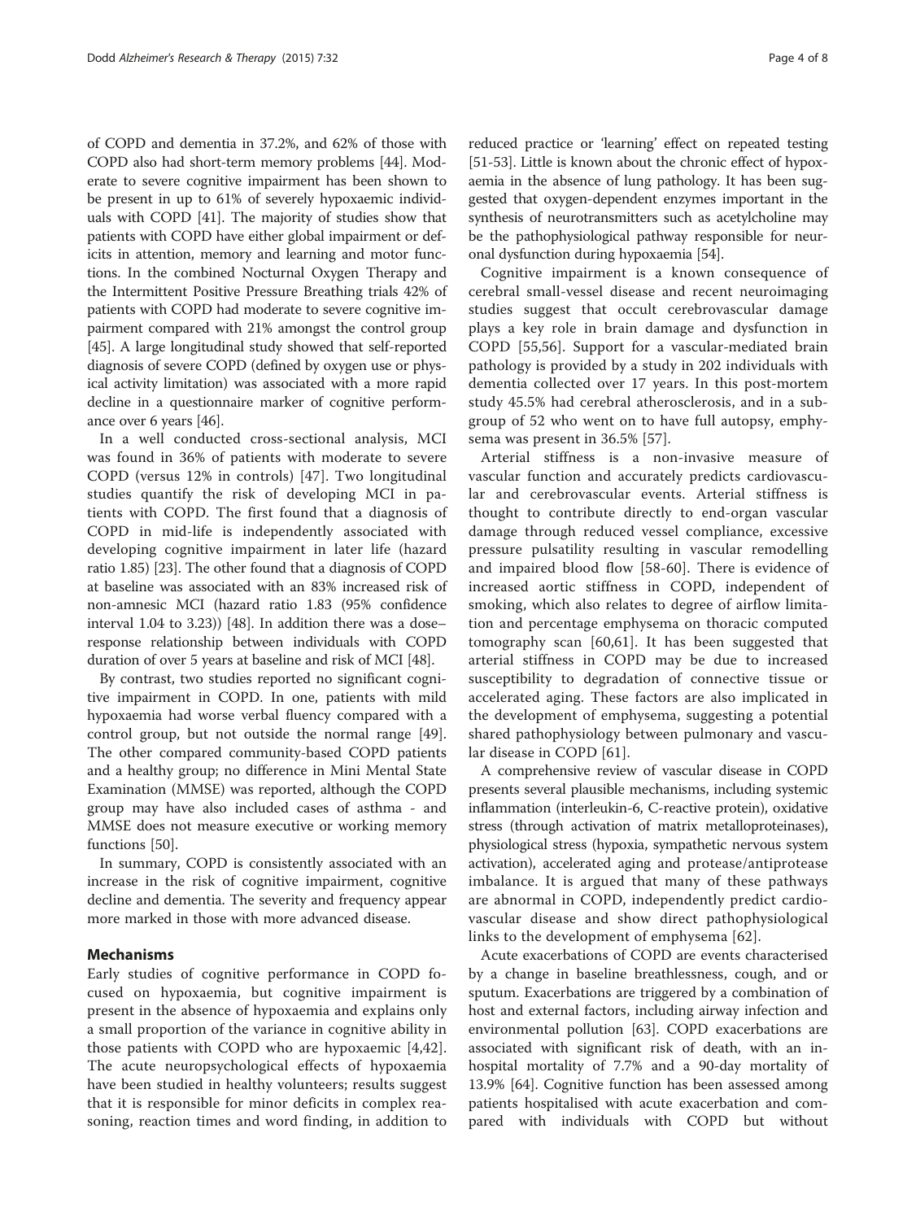of COPD and dementia in 37.2%, and 62% of those with COPD also had short-term memory problems [44]. Moderate to severe cognitive impairment has been shown to be present in up to 61% of severely hypoxaemic individuals with COPD [41]. The majority of studies show that patients with COPD have either global impairment or deficits in attention, memory and learning and motor functions. In the combined Nocturnal Oxygen Therapy and the Intermittent Positive Pressure Breathing trials 42% of patients with COPD had moderate to severe cognitive impairment compared with 21% amongst the control group [45]. A large longitudinal study showed that self-reported diagnosis of severe COPD (defined by oxygen use or physical activity limitation) was associated with a more rapid decline in a questionnaire marker of cognitive performance over 6 years [46].

In a well conducted cross-sectional analysis, MCI was found in 36% of patients with moderate to severe COPD (versus 12% in controls) [47]. Two longitudinal studies quantify the risk of developing MCI in patients with COPD. The first found that a diagnosis of COPD in mid-life is independently associated with developing cognitive impairment in later life (hazard ratio 1.85) [23]. The other found that a diagnosis of COPD at baseline was associated with an 83% increased risk of non-amnesic MCI (hazard ratio 1.83 (95% confidence interval 1.04 to 3.23)) [48]. In addition there was a dose–response relationship between individuals with COPD duration of over 5 years at baseline and risk of MCI [48].

By contrast, two studies reported no significant cognitive impairment in COPD. In one, patients with mild hypoxaemia had worse verbal fluency compared with a control group, but not outside the normal range [49]. The other compared community-based COPD patients and a healthy group; no difference in Mini Mental State Examination (MMSE) was reported, although the COPD group may have also included cases of asthma - and MMSE does not measure executive or working memory functions [50].

In summary, COPD is consistently associated with an increase in the risk of cognitive impairment, cognitive decline and dementia. The severity and frequency appear more marked in those with more advanced disease.

## Mechanisms

Early studies of cognitive performance in COPD focused on hypoxaemia, but cognitive impairment is present in the absence of hypoxaemia and explains only a small proportion of the variance in cognitive ability in those patients with COPD who are hypoxaemic [4,42]. The acute neuropsychological effects of hypoxaemia have been studied in healthy volunteers; results suggest that it is responsible for minor deficits in complex reasoning, reaction times and word finding, in addition to reduced practice or 'learning' effect on repeated testing [51-53]. Little is known about the chronic effect of hypoxaemia in the absence of lung pathology. It has been suggested that oxygen-dependent enzymes important in the synthesis of neurotransmitters such as acetylcholine may be the pathophysiological pathway responsible for neuronal dysfunction during hypoxaemia [54].

Cognitive impairment is a known consequence of cerebral small-vessel disease and recent neuroimaging studies suggest that occult cerebrovascular damage plays a key role in brain damage and dysfunction in COPD [55,56]. Support for a vascular-mediated brain pathology is provided by a study in 202 individuals with dementia collected over 17 years. In this post-mortem study 45.5% had cerebral atherosclerosis, and in a subgroup of 52 who went on to have full autopsy, emphysema was present in 36.5% [57].

Arterial stiffness is a non-invasive measure of vascular function and accurately predicts cardiovascular and cerebrovascular events. Arterial stiffness is thought to contribute directly to end-organ vascular damage through reduced vessel compliance, excessive pressure pulsatility resulting in vascular remodelling and impaired blood flow [58-60]. There is evidence of increased aortic stiffness in COPD, independent of smoking, which also relates to degree of airflow limitation and percentage emphysema on thoracic computed tomography scan [60,61]. It has been suggested that arterial stiffness in COPD may be due to increased susceptibility to degradation of connective tissue or accelerated aging. These factors are also implicated in the development of emphysema, suggesting a potential shared pathophysiology between pulmonary and vascular disease in COPD [61].

A comprehensive review of vascular disease in COPD presents several plausible mechanisms, including systemic inflammation (interleukin-6, C-reactive protein), oxidative stress (through activation of matrix metalloproteinases), physiological stress (hypoxia, sympathetic nervous system activation), accelerated aging and protease/antiprotease imbalance. It is argued that many of these pathways are abnormal in COPD, independently predict cardiovascular disease and show direct pathophysiological links to the development of emphysema [62].

Acute exacerbations of COPD are events characterised by a change in baseline breathlessness, cough, and or sputum. Exacerbations are triggered by a combination of host and external factors, including airway infection and environmental pollution [63]. COPD exacerbations are associated with significant risk of death, with an in-hospital mortality of 7.7% and a 90-day mortality of 13.9% [64]. Cognitive function has been assessed among patients hospitalised with acute exacerbation and compared with individuals with COPD but without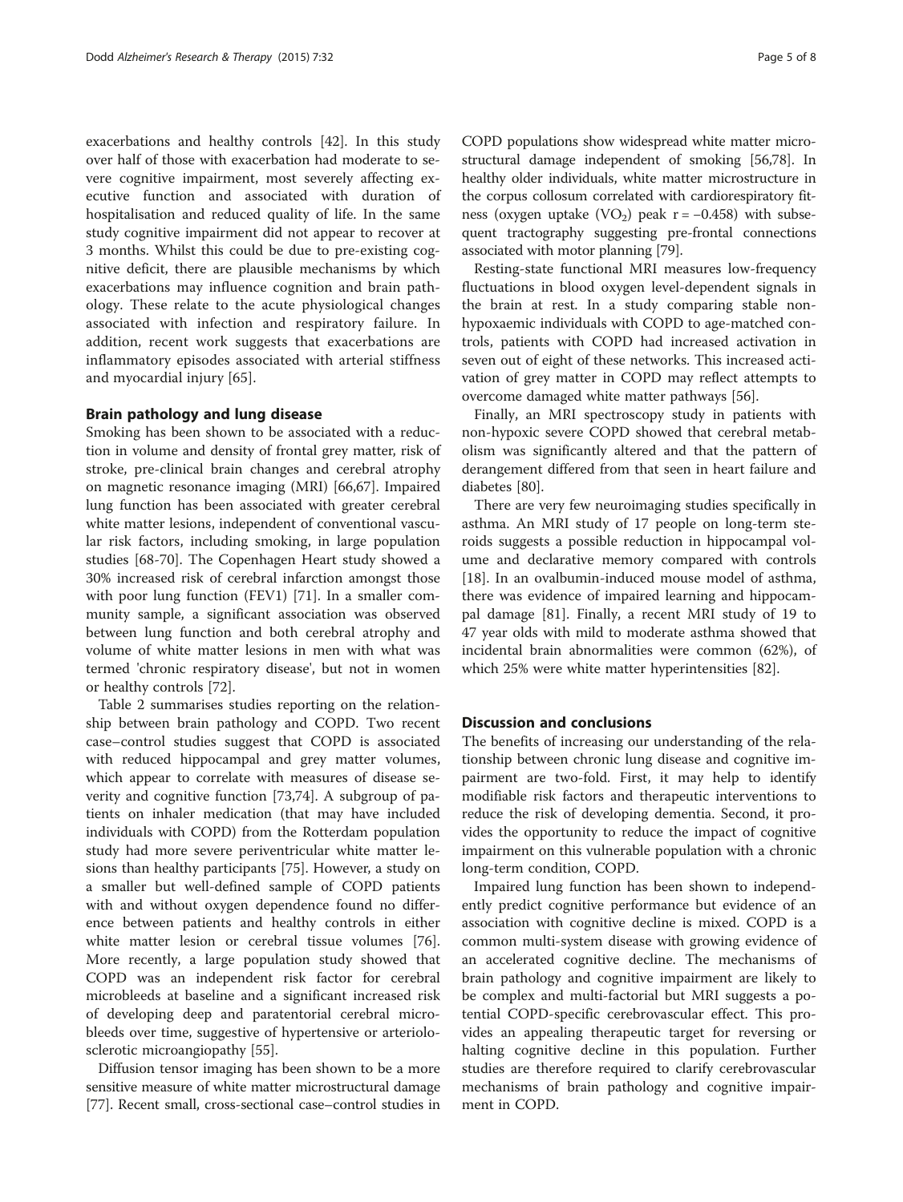exacerbations and healthy controls [42]. In this study over half of those with exacerbation had moderate to severe cognitive impairment, most severely affecting executive function and associated with duration of hospitalisation and reduced quality of life. In the same study cognitive impairment did not appear to recover at 3 months. Whilst this could be due to pre-existing cognitive deficit, there are plausible mechanisms by which exacerbations may influence cognition and brain pathology. These relate to the acute physiological changes associated with infection and respiratory failure. In addition, recent work suggests that exacerbations are inflammatory episodes associated with arterial stiffness and myocardial injury [65].

## Brain pathology and lung disease

Smoking has been shown to be associated with a reduction in volume and density of frontal grey matter, risk of stroke, pre-clinical brain changes and cerebral atrophy on magnetic resonance imaging (MRI) [66,67]. Impaired lung function has been associated with greater cerebral white matter lesions, independent of conventional vascular risk factors, including smoking, in large population studies [68-70]. The Copenhagen Heart study showed a 30% increased risk of cerebral infarction amongst those with poor lung function (FEV1) [71]. In a smaller community sample, a significant association was observed between lung function and both cerebral atrophy and volume of white matter lesions in men with what was termed 'chronic respiratory disease', but not in women or healthy controls [72].

Table 2 summarises studies reporting on the relationship between brain pathology and COPD. Two recent case–control studies suggest that COPD is associated with reduced hippocampal and grey matter volumes, which appear to correlate with measures of disease severity and cognitive function [73,74]. A subgroup of patients on inhaler medication (that may have included individuals with COPD) from the Rotterdam population study had more severe periventricular white matter lesions than healthy participants [75]. However, a study on a smaller but well-defined sample of COPD patients with and without oxygen dependence found no difference between patients and healthy controls in either white matter lesion or cerebral tissue volumes [76]. More recently, a large population study showed that COPD was an independent risk factor for cerebral microbleeds at baseline and a significant increased risk of developing deep and paratentorial cerebral microbleeds over time, suggestive of hypertensive or arteriolosclerotic microangiopathy [55].

Diffusion tensor imaging has been shown to be a more sensitive measure of white matter microstructural damage [77]. Recent small, cross-sectional case–control studies in COPD populations show widespread white matter microstructural damage independent of smoking [56,78]. In healthy older individuals, white matter microstructure in the corpus collosum correlated with cardiorespiratory fitness (oxygen uptake ($VO_2$) peak $r = -0.458$) with subsequent tractography suggesting pre-frontal connections associated with motor planning [79].

Resting-state functional MRI measures low-frequency fluctuations in blood oxygen level-dependent signals in the brain at rest. In a study comparing stable non-hypoxaemic individuals with COPD to age-matched controls, patients with COPD had increased activation in seven out of eight of these networks. This increased activation of grey matter in COPD may reflect attempts to overcome damaged white matter pathways [56].

Finally, an MRI spectroscopy study in patients with non-hypoxic severe COPD showed that cerebral metabolism was significantly altered and that the pattern of derangement differed from that seen in heart failure and diabetes [80].

There are very few neuroimaging studies specifically in asthma. An MRI study of 17 people on long-term steroids suggests a possible reduction in hippocampal volume and declarative memory compared with controls [18]. In an ovalbumin-induced mouse model of asthma, there was evidence of impaired learning and hippocampal damage [81]. Finally, a recent MRI study of 19 to 47 year olds with mild to moderate asthma showed that incidental brain abnormalities were common (62%), of which 25% were white matter hyperintensities [82].

## Discussion and conclusions

The benefits of increasing our understanding of the relationship between chronic lung disease and cognitive impairment are two-fold. First, it may help to identify modifiable risk factors and therapeutic interventions to reduce the risk of developing dementia. Second, it provides the opportunity to reduce the impact of cognitive impairment on this vulnerable population with a chronic long-term condition, COPD.

Impaired lung function has been shown to independently predict cognitive performance but evidence of an association with cognitive decline is mixed. COPD is a common multi-system disease with growing evidence of an accelerated cognitive decline. The mechanisms of brain pathology and cognitive impairment are likely to be complex and multi-factorial but MRI suggests a potential COPD-specific cerebrovascular effect. This provides an appealing therapeutic target for reversing or halting cognitive decline in this population. Further studies are therefore required to clarify cerebrovascular mechanisms of brain pathology and cognitive impairment in COPD.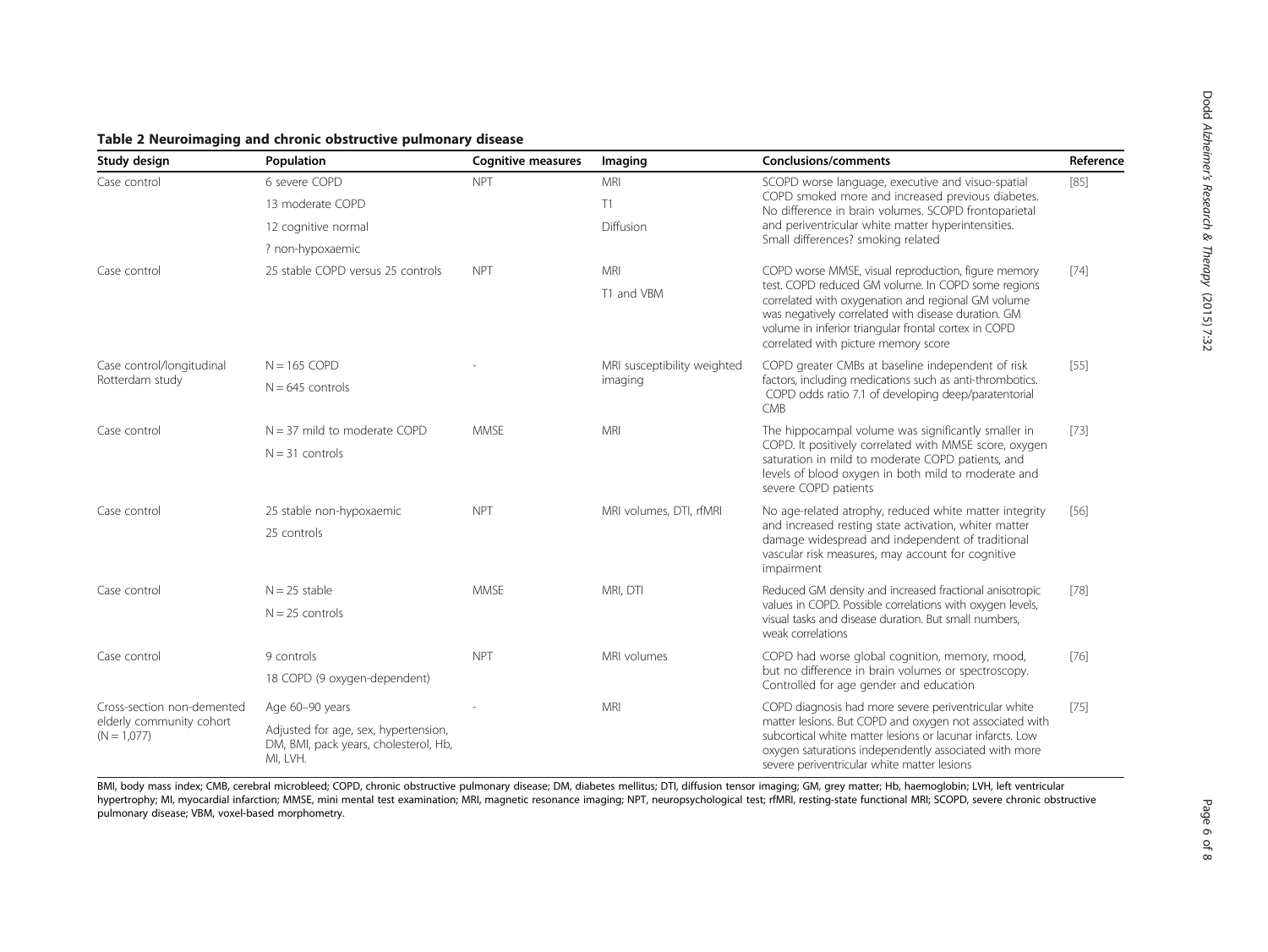**Table 2 Neuroimaging and chronic obstructive pulmonary disease**

| Study design | Population | Cognitive measures | Imaging | Conclusions/comments | Reference |
|---|---|---|---|---|---|
| Case control | 6 severe COPD<br>13 moderate COPD<br>12 cognitive normal<br>? non-hypoxaemic | NPT | MRI<br>T1<br>Diffusion | SCOPD worse language, executive and visuo-spatial COPD smoked more and increased previous diabetes. No difference in brain volumes. SCOPD frontoparietal and periventricular white matter hyperintensities. Small differences? smoking related | [85] |
| Case control | 25 stable COPD versus 25 controls | NPT | MRI<br>T1 and VBM | COPD worse MMSE, visual reproduction, figure memory test. COPD reduced GM volume. In COPD some regions correlated with oxygenation and regional GM volume was negatively correlated with disease duration. GM volume in inferior triangular frontal cortex in COPD correlated with picture memory score | [74] |
| Case control/longitudinal Rotterdam study | N = 165 COPD<br>N = 645 controls | - | MRI susceptibility weighted imaging | COPD greater CMBs at baseline independent of risk factors, including medications such as anti-thrombotics. COPD odds ratio 7.1 of developing deep/paratentorial CMB | [55] |
| Case control | N = 37 mild to moderate COPD<br>N = 31 controls | MMSE | MRI | The hippocampal volume was significantly smaller in COPD. It positively correlated with MMSE score, oxygen saturation in mild to moderate COPD patients, and levels of blood oxygen in both mild to moderate and severe COPD patients | [73] |
| Case control | 25 stable non-hypoxaemic<br>25 controls | NPT | MRI volumes, DTI, rfMRI | No age-related atrophy, reduced white matter integrity and increased resting state activation, whiter matter damage widespread and independent of traditional vascular risk measures, may account for cognitive impairment | [56] |
| Case control | N = 25 stable<br>N = 25 controls | MMSE | MRI, DTI | Reduced GM density and increased fractional anisotropic values in COPD. Possible correlations with oxygen levels, visual tasks and disease duration. But small numbers, weak correlations | [78] |
| Case control | 9 controls<br>18 COPD (9 oxygen-dependent) | NPT | MRI volumes | COPD had worse global cognition, memory, mood, but no difference in brain volumes or spectroscopy. Controlled for age gender and education | [76] |
| Cross-section non-demented elderly community cohort (N = 1,077) | Age 60–90 years<br>Adjusted for age, sex, hypertension, DM, BMI, pack years, cholesterol, Hb, MI, LVH. | - | MRI | COPD diagnosis had more severe periventricular white matter lesions. But COPD and oxygen not associated with subcortical white matter lesions or lacunar infarcts. Low oxygen saturations independently associated with more severe periventricular white matter lesions | [75] |

BMI, body mass index; CMB, cerebral microbleed; COPD, chronic obstructive pulmonary disease; DM, diabetes mellitus; DTI, diffusion tensor imaging; GM, grey matter; Hb, haemoglobin; LVH, left ventricular hypertrophy; MI, myocardial infarction; MMSE, mini mental test examination; MRI, magnetic resonance imaging; NPT, neuropsychological test; rfMRI, resting-state functional MRI; SCOPD, severe chronic obstructive pulmonary disease; VBM, voxel-based morphometry.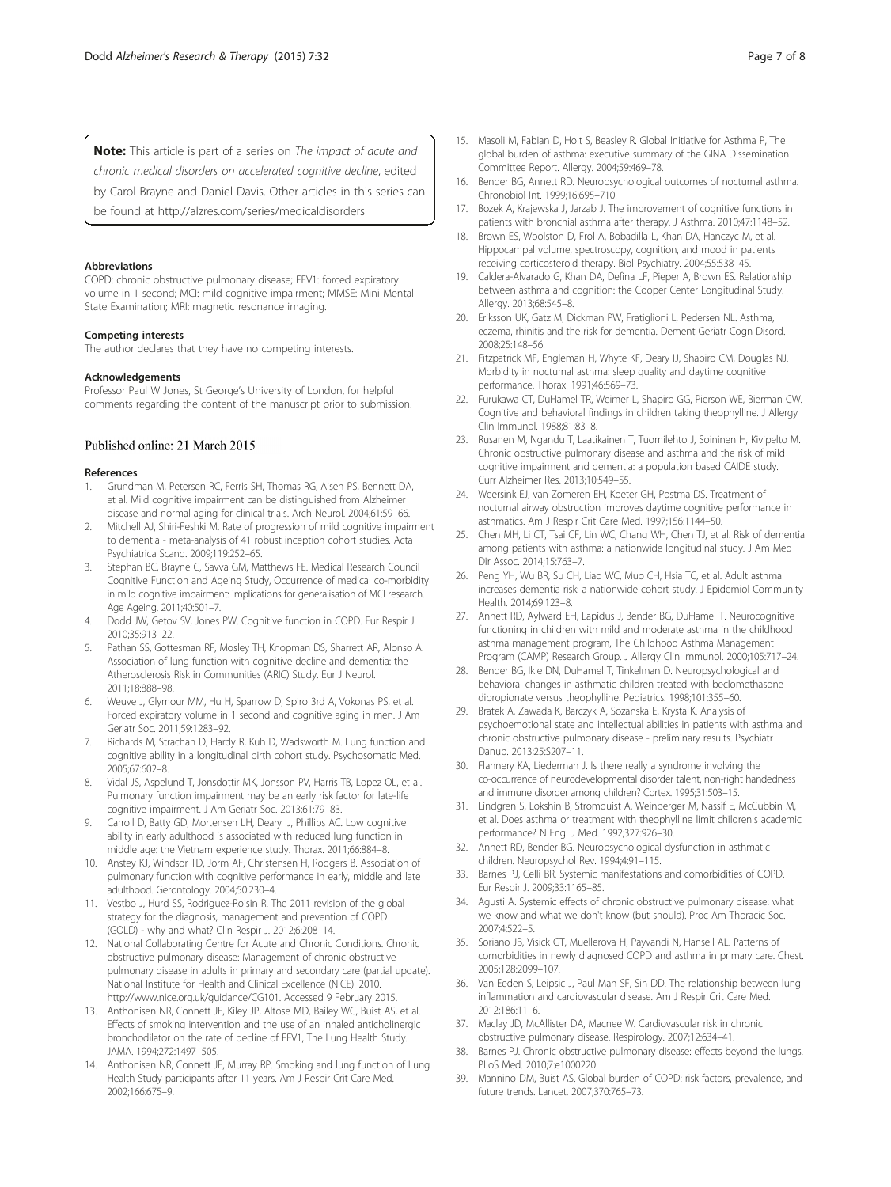**Note:** This article is part of a series on *The impact of acute and chronic medical disorders on accelerated cognitive decline*, edited by Carol Brayne and Daniel Davis. Other articles in this series can be found at http://alzres.com/series/medicaldisorders

#### Abbreviations

COPD: chronic obstructive pulmonary disease; FEV1: forced expiratory volume in 1 second; MCI: mild cognitive impairment; MMSE: Mini Mental State Examination; MRI: magnetic resonance imaging.

#### Competing interests

The author declares that they have no competing interests.

#### Acknowledgements

Professor Paul W Jones, St George's University of London, for helpful comments regarding the content of the manuscript prior to submission.

Published online: 21 March 2015

#### References

1. Grundman M, Petersen RC, Ferris SH, Thomas RG, Aisen PS, Bennett DA, et al. Mild cognitive impairment can be distinguished from Alzheimer disease and normal aging for clinical trials. Arch Neurol. 2004;61:59–66.
2. Mitchell AJ, Shiri-Feshki M. Rate of progression of mild cognitive impairment to dementia - meta-analysis of 41 robust inception cohort studies. Acta Psychiatrica Scand. 2009;119:252–65.
3. Stephan BC, Brayne C, Savva GM, Matthews FE. Medical Research Council Cognitive Function and Ageing Study, Occurrence of medical co-morbidity in mild cognitive impairment: implications for generalisation of MCI research. Age Ageing. 2011;40:501–7.
4. Dodd JW, Getov SV, Jones PW. Cognitive function in COPD. Eur Respir J. 2010;35:913–22.
5. Pathan SS, Gottesman RF, Mosley TH, Knopman DS, Sharrett AR, Alonso A. Association of lung function with cognitive decline and dementia: the Atherosclerosis Risk in Communities (ARIC) Study. Eur J Neurol. 2011;18:888–98.
6. Weuve J, Glymour MM, Hu H, Sparrow D, Spiro 3rd A, Vokonas PS, et al. Forced expiratory volume in 1 second and cognitive aging in men. J Am Geriatr Soc. 2011;59:1283–92.
7. Richards M, Strachan D, Hardy R, Kuh D, Wadsworth M. Lung function and cognitive ability in a longitudinal birth cohort study. Psychosomatic Med. 2005;67:602–8.
8. Vidal JS, Aspelund T, Jonsdottir MK, Jonsson PV, Harris TB, Lopez OL, et al. Pulmonary function impairment may be an early risk factor for late-life cognitive impairment. J Am Geriatr Soc. 2013;61:79–83.
9. Carroll D, Batty GD, Mortensen LH, Deary IJ, Phillips AC. Low cognitive ability in early adulthood is associated with reduced lung function in middle age: the Vietnam experience study. Thorax. 2011;66:884–8.
10. Anstey KJ, Windsor TD, Jorm AF, Christensen H, Rodgers B. Association of pulmonary function with cognitive performance in early, middle and late adulthood. Gerontology. 2004;50:230–4.
11. Vestbo J, Hurd SS, Rodriguez-Roisin R. The 2011 revision of the global strategy for the diagnosis, management and prevention of COPD (GOLD) - why and what? Clin Respir J. 2012;6:208–14.
12. National Collaborating Centre for Acute and Chronic Conditions. Chronic obstructive pulmonary disease: Management of chronic obstructive pulmonary disease in adults in primary and secondary care (partial update). National Institute for Health and Clinical Excellence (NICE). 2010. http://www.nice.org.uk/guidance/CG101. Accessed 9 February 2015.
13. Anthonisen NR, Connett JE, Kiley JP, Altose MD, Bailey WC, Buist AS, et al. Effects of smoking intervention and the use of an inhaled anticholinergic bronchodilator on the rate of decline of FEV1, The Lung Health Study. JAMA. 1994;272:1497–505.
14. Anthonisen NR, Connett JE, Murray RP. Smoking and lung function of Lung Health Study participants after 11 years. Am J Respir Crit Care Med. 2002;166:675–9.
15. Masoli M, Fabian D, Holt S, Beasley R. Global Initiative for Asthma P, The global burden of asthma: executive summary of the GINA Dissemination Committee Report. Allergy. 2004;59:469–78.
16. Bender BG, Annett RD. Neuropsychological outcomes of nocturnal asthma. Chronobiol Int. 1999;16:695–710.
17. Bozek A, Krajewska J, Jarzab J. The improvement of cognitive functions in patients with bronchial asthma after therapy. J Asthma. 2010;47:1148–52.
18. Brown ES, Woolston D, Frol A, Bobadilla L, Khan DA, Hanczyc M, et al. Hippocampal volume, spectroscopy, cognition, and mood in patients receiving corticosteroid therapy. Biol Psychiatry. 2004;55:538–45.
19. Caldera-Alvarado G, Khan DA, Defina LF, Pieper A, Brown ES. Relationship between asthma and cognition: the Cooper Center Longitudinal Study. Allergy. 2013;68:545–8.
20. Eriksson UK, Gatz M, Dickman PW, Fratiglioni L, Pedersen NL. Asthma, eczema, rhinitis and the risk for dementia. Dement Geriatr Cogn Disord. 2008;25:148–56.
21. Fitzpatrick MF, Engleman H, Whyte KF, Deary IJ, Shapiro CM, Douglas NJ. Morbidity in nocturnal asthma: sleep quality and daytime cognitive performance. Thorax. 1991;46:569–73.
22. Furukawa CT, DuHamel TR, Weimer L, Shapiro GG, Pierson WE, Bierman CW. Cognitive and behavioral findings in children taking theophylline. J Allergy Clin Immunol. 1988;81:83–8.
23. Rusanen M, Ngandu T, Laatikainen T, Tuomilehto J, Soininen H, Kivipelto M. Chronic obstructive pulmonary disease and asthma and the risk of mild cognitive impairment and dementia: a population based CAIDE study. Curr Alzheimer Res. 2013;10:549–55.
24. Weersink EJ, van Zomeren EH, Koeter GH, Postma DS. Treatment of nocturnal airway obstruction improves daytime cognitive performance in asthmatics. Am J Respir Crit Care Med. 1997;156:1144–50.
25. Chen MH, Li CT, Tsai CF, Lin WC, Chang WH, Chen TJ, et al. Risk of dementia among patients with asthma: a nationwide longitudinal study. J Am Med Dir Assoc. 2014;15:763–7.
26. Peng YH, Wu BR, Su CH, Liao WC, Muo CH, Hsia TC, et al. Adult asthma increases dementia risk: a nationwide cohort study. J Epidemiol Community Health. 2014;69:123–8.
27. Annett RD, Aylward EH, Lapidus J, Bender BG, DuHamel T. Neurocognitive functioning in children with mild and moderate asthma in the childhood asthma management program, The Childhood Asthma Management Program (CAMP) Research Group. J Allergy Clin Immunol. 2000;105:717–24.
28. Bender BG, Ikle DN, DuHamel T, Tinkelman D. Neuropsychological and behavioral changes in asthmatic children treated with beclomethasone dipropionate versus theophylline. Pediatrics. 1998;101:355–60.
29. Bratek A, Zawada K, Barczyk A, Sozanska E, Krysta K. Analysis of psychoemotional state and intellectual abilities in patients with asthma and chronic obstructive pulmonary disease - preliminary results. Psychiatr Danub. 2013;25:S207–11.
30. Flannery KA, Liederman J. Is there really a syndrome involving the co-occurrence of neurodevelopmental disorder talent, non-right handedness and immune disorder among children? Cortex. 1995;31:503–15.
31. Lindgren S, Lokshin B, Stromquist A, Weinberger M, Nassif E, McCubbin M, et al. Does asthma or treatment with theophylline limit children's academic performance? N Engl J Med. 1992;327:926–30.
32. Annett RD, Bender BG. Neuropsychological dysfunction in asthmatic children. Neuropsychol Rev. 1994;4:91–115.
33. Barnes PJ, Celli BR. Systemic manifestations and comorbidities of COPD. Eur Respir J. 2009;33:1165–85.
34. Agusti A. Systemic effects of chronic obstructive pulmonary disease: what we know and what we don't know (but should). Proc Am Thoracic Soc. 2007;4:522–5.
35. Soriano JB, Visick GT, Muellerova H, Payvandi N, Hansell AL. Patterns of comorbidities in newly diagnosed COPD and asthma in primary care. Chest. 2005;128:2099–107.
36. Van Eeden S, Leipsic J, Paul Man SF, Sin DD. The relationship between lung inflammation and cardiovascular disease. Am J Respir Crit Care Med. 2012;186:11–6.
37. Maclay JD, McAllister DA, Macnee W. Cardiovascular risk in chronic obstructive pulmonary disease. Respirology. 2007;12:634–41.
38. Barnes PJ. Chronic obstructive pulmonary disease: effects beyond the lungs. PLoS Med. 2010;7:e1000220.
39. Mannino DM, Buist AS. Global burden of COPD: risk factors, prevalence, and future trends. Lancet. 2007;370:765–73.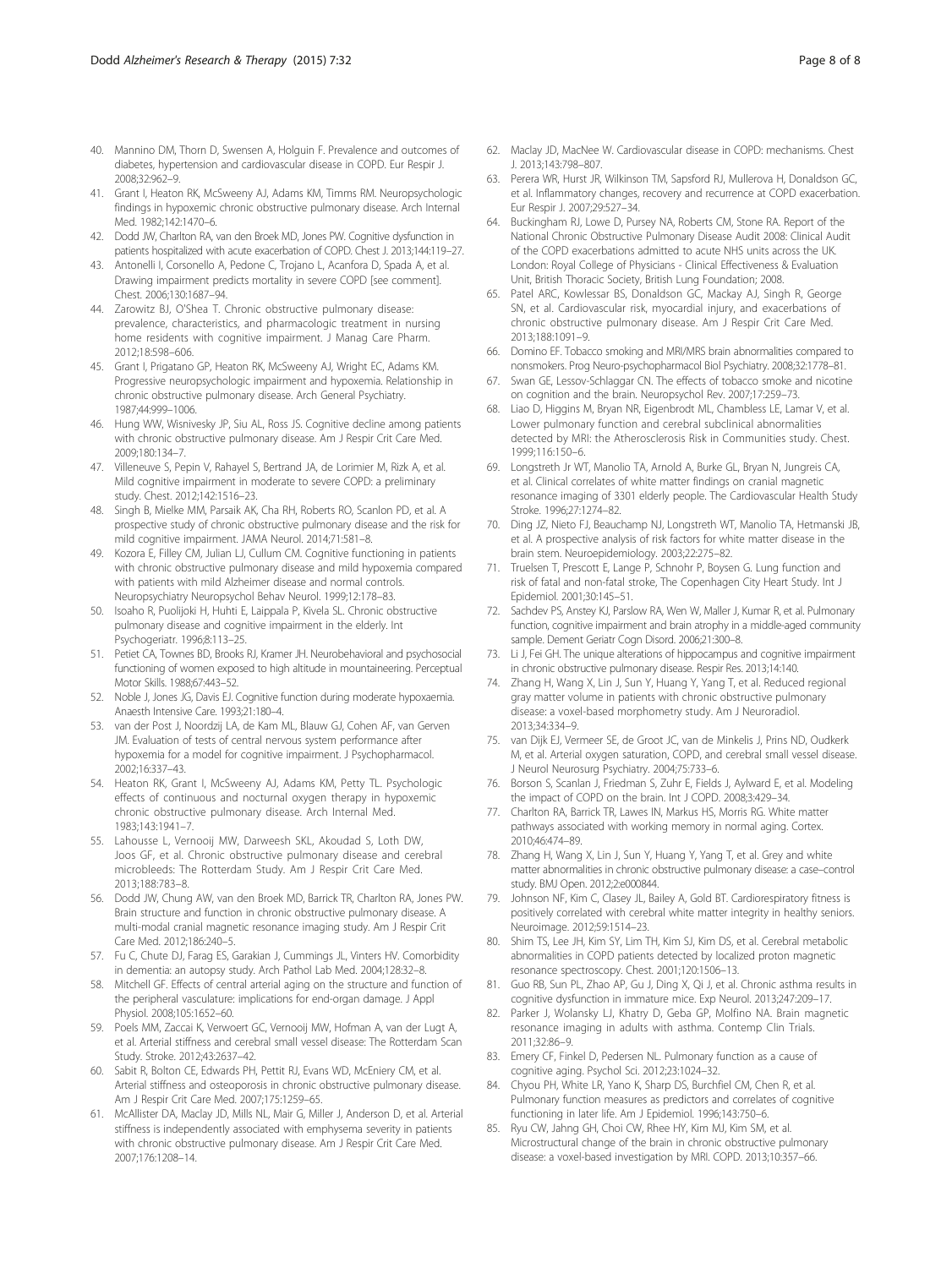40. Mannino DM, Thorn D, Swensen A, Holguin F. Prevalence and outcomes of diabetes, hypertension and cardiovascular disease in COPD. Eur Respir J. 2008;32:962–9.
41. Grant I, Heaton RK, McSweeny AJ, Adams KM, Timms RM. Neuropsychologic findings in hypoxemic chronic obstructive pulmonary disease. Arch Internal Med. 1982;142:1470–6.
42. Dodd JW, Charlton RA, van den Broek MD, Jones PW. Cognitive dysfunction in patients hospitalized with acute exacerbation of COPD. Chest J. 2013;144:119–27.
43. Antonelli I, Corsonello A, Pedone C, Trojano L, Acanfora D, Spada A, et al. Drawing impairment predicts mortality in severe COPD [see comment]. Chest. 2006;130:1687–94.
44. Zarowitz BJ, O'Shea T. Chronic obstructive pulmonary disease: prevalence, characteristics, and pharmacologic treatment in nursing home residents with cognitive impairment. J Manag Care Pharm. 2012;18:598–606.
45. Grant I, Prigatano GP, Heaton RK, McSweeny AJ, Wright EC, Adams KM. Progressive neuropsychologic impairment and hypoxemia. Relationship in chronic obstructive pulmonary disease. Arch General Psychiatry. 1987;44:999–1006.
46. Hung WW, Wisnivesky JP, Siu AL, Ross JS. Cognitive decline among patients with chronic obstructive pulmonary disease. Am J Respir Crit Care Med. 2009;180:134–7.
47. Villeneuve S, Pepin V, Rahayel S, Bertrand JA, de Lorimier M, Rizk A, et al. Mild cognitive impairment in moderate to severe COPD: a preliminary study. Chest. 2012;142:1516–23.
48. Singh B, Mielke MM, Parsaik AK, Cha RH, Roberts RO, Scanlon PD, et al. A prospective study of chronic obstructive pulmonary disease and the risk for mild cognitive impairment. JAMA Neurol. 2014;71:581–8.
49. Kozora E, Filley CM, Julian LJ, Cullum CM. Cognitive functioning in patients with chronic obstructive pulmonary disease and mild hypoxemia compared with patients with mild Alzheimer disease and normal controls. Neuropsychiatry Neuropsychol Behav Neurol. 1999;12:178–83.
50. Isoaho R, Puolijoki H, Huhti E, Laippala P, Kivela SL. Chronic obstructive pulmonary disease and cognitive impairment in the elderly. Int Psychogeriatr. 1996;8:113–25.
51. Petiet CA, Townes BD, Brooks RJ, Kramer JH. Neurobehavioral and psychosocial functioning of women exposed to high altitude in mountaineering. Perceptual Motor Skills. 1988;67:443–52.
52. Noble J, Jones JG, Davis EJ. Cognitive function during moderate hypoxaemia. Anaesth Intensive Care. 1993;21:180–4.
53. van der Post J, Noordzij LA, de Kam ML, Blauw GJ, Cohen AF, van Gerven JM. Evaluation of tests of central nervous system performance after hypoxemia for a model for cognitive impairment. J Psychopharmacol. 2002;16:337–43.
54. Heaton RK, Grant I, McSweeny AJ, Adams KM, Petty TL. Psychologic effects of continuous and nocturnal oxygen therapy in hypoxemic chronic obstructive pulmonary disease. Arch Internal Med. 1983;143:1941–7.
55. Lahousse L, Vernooij MW, Darweesh SKL, Akoudad S, Loth DW, Joos GF, et al. Chronic obstructive pulmonary disease and cerebral microbleeds: The Rotterdam Study. Am J Respir Crit Care Med. 2013;188:783–8.
56. Dodd JW, Chung AW, van den Broek MD, Barrick TR, Charlton RA, Jones PW. Brain structure and function in chronic obstructive pulmonary disease. A multi-modal cranial magnetic resonance imaging study. Am J Respir Crit Care Med. 2012;186:240–5.
57. Fu C, Chute DJ, Farag ES, Garakian J, Cummings JL, Vinters HV. Comorbidity in dementia: an autopsy study. Arch Pathol Lab Med. 2004;128:32–8.
58. Mitchell GF. Effects of central arterial aging on the structure and function of the peripheral vasculature: implications for end-organ damage. J Appl Physiol. 2008;105:1652–60.
59. Poels MM, Zaccai K, Verwoert GC, Vernooij MW, Hofman A, van der Lugt A, et al. Arterial stiffness and cerebral small vessel disease: The Rotterdam Scan Study. Stroke. 2012;43:2637–42.
60. Sabit R, Bolton CE, Edwards PH, Pettit RJ, Evans WD, McEniery CM, et al. Arterial stiffness and osteoporosis in chronic obstructive pulmonary disease. Am J Respir Crit Care Med. 2007;175:1259–65.
61. McAllister DA, Maclay JD, Mills NL, Mair G, Miller J, Anderson D, et al. Arterial stiffness is independently associated with emphysema severity in patients with chronic obstructive pulmonary disease. Am J Respir Crit Care Med. 2007;176:1208–14.
62. Maclay JD, MacNee W. Cardiovascular disease in COPD: mechanisms. Chest J. 2013;143:798–807.
63. Perera WR, Hurst JR, Wilkinson TM, Sapsford RJ, Mullerova H, Donaldson GC, et al. Inflammatory changes, recovery and recurrence at COPD exacerbation. Eur Respir J. 2007;29:527–34.
64. Buckingham RJ, Lowe D, Pursey NA, Roberts CM, Stone RA. Report of the National Chronic Obstructive Pulmonary Disease Audit 2008: Clinical Audit of the COPD exacerbations admitted to acute NHS units across the UK. London: Royal College of Physicians - Clinical Effectiveness & Evaluation Unit, British Thoracic Society, British Lung Foundation; 2008.
65. Patel ARC, Kowlessar BS, Donaldson GC, Mackay AJ, Singh R, George SN, et al. Cardiovascular risk, myocardial injury, and exacerbations of chronic obstructive pulmonary disease. Am J Respir Crit Care Med. 2013;188:1091–9.
66. Domino EF. Tobacco smoking and MRI/MRS brain abnormalities compared to nonsmokers. Prog Neuro-psychopharmacol Biol Psychiatry. 2008;32:1778–81.
67. Swan GE, Lessov-Schlaggar CN. The effects of tobacco smoke and nicotine on cognition and the brain. Neuropsychol Rev. 2007;17:259–73.
68. Liao D, Higgins M, Bryan NR, Eigenbrodt ML, Chambless LE, Lamar V, et al. Lower pulmonary function and cerebral subclinical abnormalities detected by MRI: the Atherosclerosis Risk in Communities study. Chest. 1999;116:150–6.
69. Longstreth Jr WT, Manolio TA, Arnold A, Burke GL, Bryan N, Jungreis CA, et al. Clinical correlates of white matter findings on cranial magnetic resonance imaging of 3301 elderly people. The Cardiovascular Health Study Stroke. 1996;27:1274–82.
70. Ding JZ, Nieto FJ, Beauchamp NJ, Longstreth WT, Manolio TA, Hetmanski JB, et al. A prospective analysis of risk factors for white matter disease in the brain stem. Neuroepidemiology. 2003;22:275–82.
71. Truelsen T, Prescott E, Lange P, Schnohr P, Boysen G. Lung function and risk of fatal and non-fatal stroke, The Copenhagen City Heart Study. Int J Epidemiol. 2001;30:145–51.
72. Sachdev PS, Anstey KJ, Parslow RA, Wen W, Maller J, Kumar R, et al. Pulmonary function, cognitive impairment and brain atrophy in a middle-aged community sample. Dement Geriatr Cogn Disord. 2006;21:300–8.
73. Li J, Fei GH. The unique alterations of hippocampus and cognitive impairment in chronic obstructive pulmonary disease. Respir Res. 2013;14:140.
74. Zhang H, Wang X, Lin J, Sun Y, Huang Y, Yang T, et al. Reduced regional gray matter volume in patients with chronic obstructive pulmonary disease: a voxel-based morphometry study. Am J Neuroradiol. 2013;34:334–9.
75. van Dijk EJ, Vermeer SE, de Groot JC, van de Minkelis J, Prins ND, Oudkerk M, et al. Arterial oxygen saturation, COPD, and cerebral small vessel disease. J Neurol Neurosurg Psychiatry. 2004;75:733–6.
76. Borson S, Scanlan J, Friedman S, Zuhr E, Fields J, Aylward E, et al. Modeling the impact of COPD on the brain. Int J COPD. 2008;3:429–34.
77. Charlton RA, Barrick TR, Lawes IN, Markus HS, Morris RG. White matter pathways associated with working memory in normal aging. Cortex. 2010;46:474–89.
78. Zhang H, Wang X, Lin J, Sun Y, Huang Y, Yang T, et al. Grey and white matter abnormalities in chronic obstructive pulmonary disease: a case–control study. BMJ Open. 2012;2:e000844.
79. Johnson NF, Kim C, Clasey JL, Bailey A, Gold BT. Cardiorespiratory fitness is positively correlated with cerebral white matter integrity in healthy seniors. Neuroimage. 2012;59:1514–23.
80. Shim TS, Lee JH, Kim SY, Lim TH, Kim SJ, Kim DS, et al. Cerebral metabolic abnormalities in COPD patients detected by localized proton magnetic resonance spectroscopy. Chest. 2001;120:1506–13.
81. Guo RB, Sun PL, Zhao AP, Gu J, Ding X, Qi J, et al. Chronic asthma results in cognitive dysfunction in immature mice. Exp Neurol. 2013;247:209–17.
82. Parker J, Wolansky LJ, Khatry D, Geba GP, Molfino NA. Brain magnetic resonance imaging in adults with asthma. Contemp Clin Trials. 2011;32:86–9.
83. Emery CF, Finkel D, Pedersen NL. Pulmonary function as a cause of cognitive aging. Psychol Sci. 2012;23:1024–32.
84. Chyou PH, White LR, Yano K, Sharp DS, Burchfiel CM, Chen R, et al. Pulmonary function measures as predictors and correlates of cognitive functioning in later life. Am J Epidemiol. 1996;143:750–6.
85. Ryu CW, Jahng GH, Choi CW, Rhee HY, Kim MJ, Kim SM, et al. Microstructural change of the brain in chronic obstructive pulmonary disease: a voxel-based investigation by MRI. COPD. 2013;10:357–66.